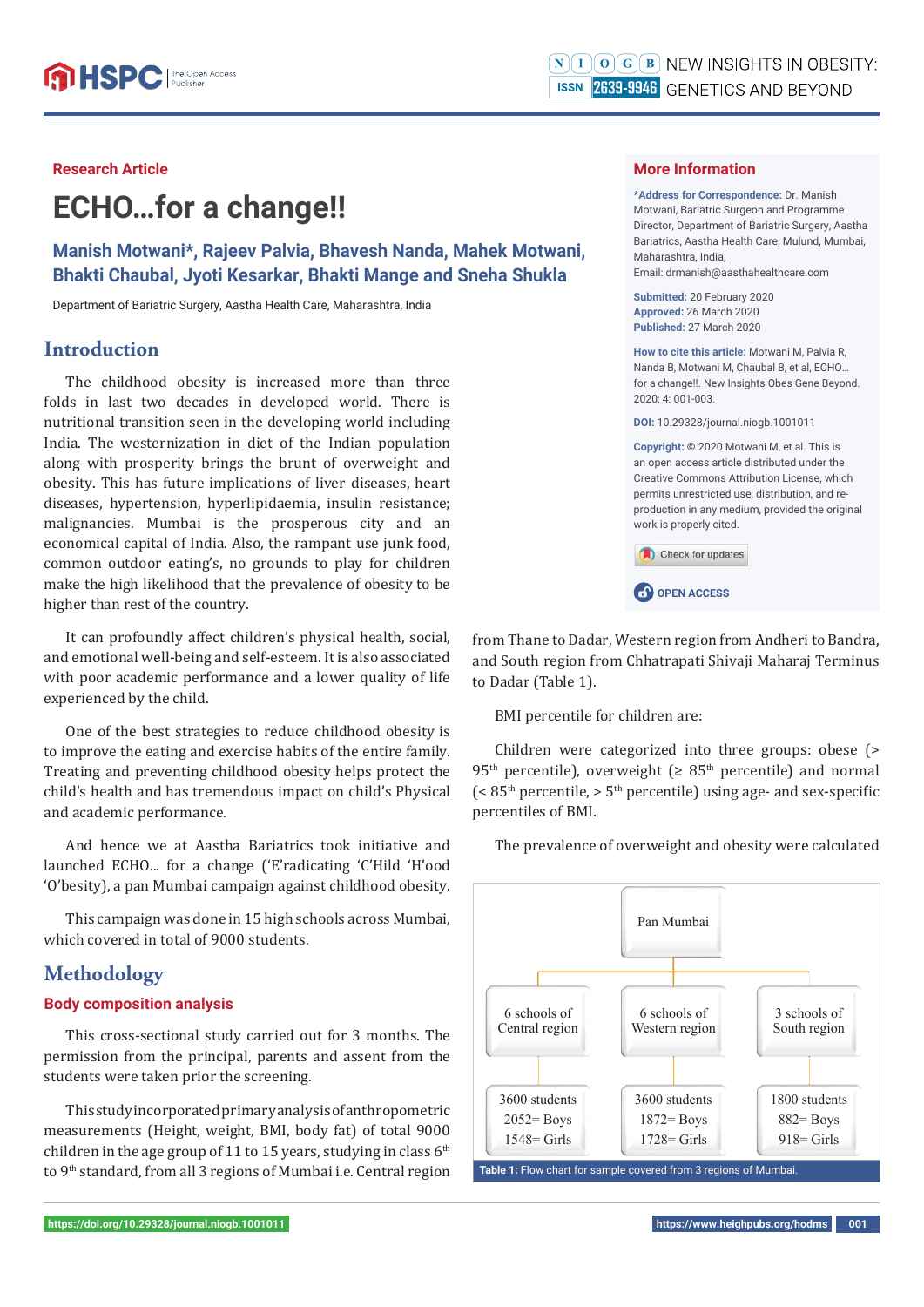Research Article

# ECHO...for a change!!

**Manish Motwani*, Rajeev Palvia, Bhavesh Nanda, Mahek Motwani, Bhakti Chaubal, Jyoti Kesarkar, Bhakti Mange and Sneha Shukla**

Department of Bariatric Surgery, Aastha Health Care, Maharashtra, India

## More Information

***Address for Correspondence:** Dr. Manish Motwani, Bariatric Surgeon and Programme Director, Department of Bariatric Surgery, Aastha Bariatrics, Aastha Health Care, Mulund, Mumbai, Maharashtra, India,
Email: drmanish@aasthahealthcare.com

**Submitted:** 20 February 2020
**Approved:** 26 March 2020
**Published:** 27 March 2020

**How to cite this article:** Motwani M, Palvia R, Nanda B, Motwani M, Chaubal B, et al, ECHO... for a change!!. New Insights Obes Gene Beyond. 2020; 4: 001-003.

**DOI:** 10.29328/journal.niogb.1001011

**Copyright:** © 2020 Motwani M, et al. This is an open access article distributed under the Creative Commons Attribution License, which permits unrestricted use, distribution, and reproduction in any medium, provided the original work is properly cited.

OPEN ACCESS

## Introduction

The childhood obesity is increased more than three folds in last two decades in developed world. There is nutritional transition seen in the developing world including India. The westernization in diet of the Indian population along with prosperity brings the brunt of overweight and obesity. This has future implications of liver diseases, heart diseases, hypertension, hyperlipidaemia, insulin resistance; malignancies. Mumbai is the prosperous city and an economical capital of India. Also, the rampant use junk food, common outdoor eating's, no grounds to play for children make the high likelihood that the prevalence of obesity to be higher than rest of the country.

It can profoundly affect children's physical health, social, and emotional well-being and self-esteem. It is also associated with poor academic performance and a lower quality of life experienced by the child.

One of the best strategies to reduce childhood obesity is to improve the eating and exercise habits of the entire family. Treating and preventing childhood obesity helps protect the child's health and has tremendous impact on child's Physical and academic performance.

And hence we at Aastha Bariatrics took initiative and launched ECHO... for a change ('E'radicating 'C'Hild 'H'ood 'O'besity), a pan Mumbai campaign against childhood obesity.

This campaign was done in 15 high schools across Mumbai, which covered in total of 9000 students.

## Methodology

### Body composition analysis

This cross-sectional study carried out for 3 months. The permission from the principal, parents and assent from the students were taken prior the screening.

This study incorporated primary analysis of anthropometric measurements (Height, weight, BMI, body fat) of total 9000 children in the age group of 11 to 15 years, studying in class 6th to 9th standard, from all 3 regions of Mumbai i.e. Central region from Thane to Dadar, Western region from Andheri to Bandra, and South region from Chhatrapati Shivaji Maharaj Terminus to Dadar (Table 1).

BMI percentile for children are:

Children were categorized into three groups: obese (> 95th percentile), overweight (≥ 85th percentile) and normal (< 85th percentile, > 5th percentile) using age- and sex-specific percentiles of BMI.

The prevalence of overweight and obesity were calculated

| Pan Mumbai | | |
|---|---|---|
| 6 schools of Central region | 6 schools of Western region | 3 schools of South region |
| 3600 students<br>2052= Boys<br>1548= Girls | 3600 students<br>1872= Boys<br>1728= Girls | 1800 students<br>882= Boys<br>918= Girls |

**Table 1:** Flow chart for sample covered from 3 regions of Mumbai.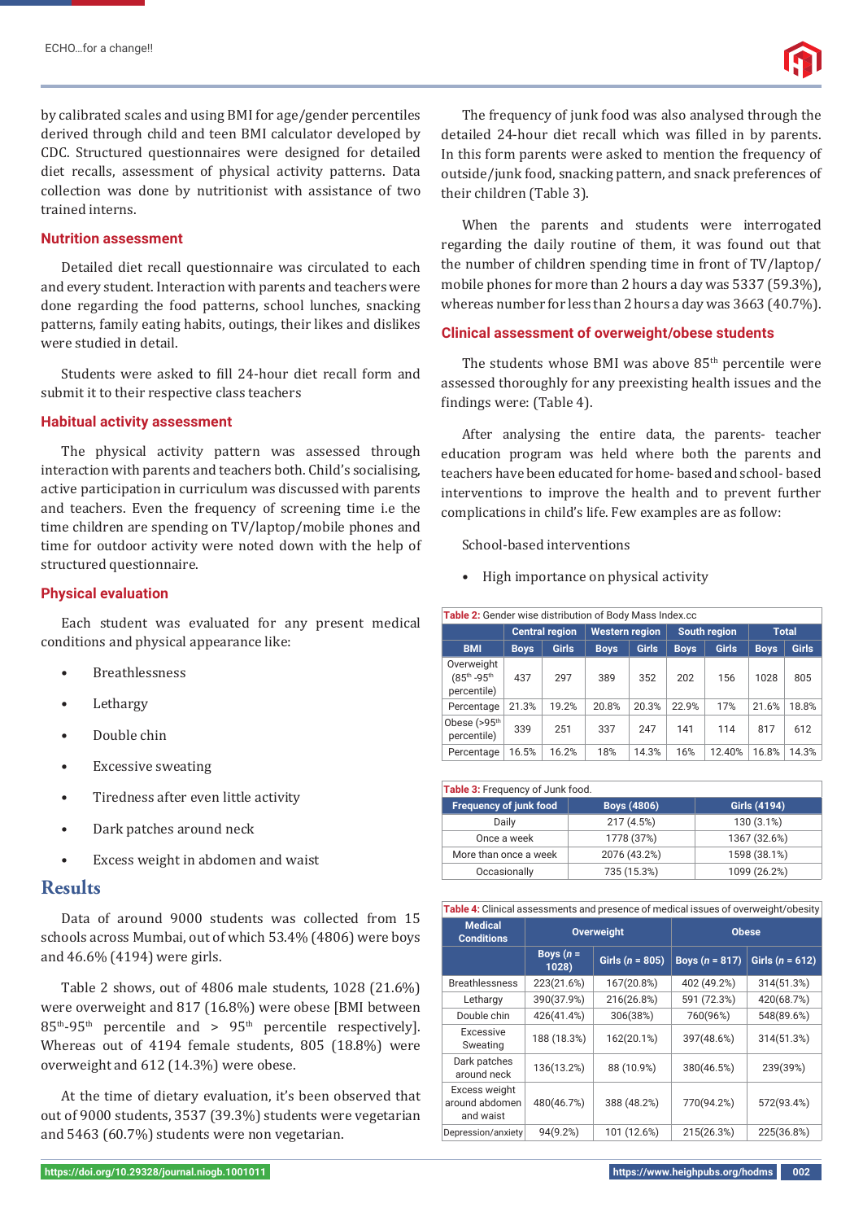by calibrated scales and using BMI for age/gender percentiles derived through child and teen BMI calculator developed by CDC. Structured questionnaires were designed for detailed diet recalls, assessment of physical activity patterns. Data collection was done by nutritionist with assistance of two trained interns.

### Nutrition assessment

Detailed diet recall questionnaire was circulated to each and every student. Interaction with parents and teachers were done regarding the food patterns, school lunches, snacking patterns, family eating habits, outings, their likes and dislikes were studied in detail.

Students were asked to fill 24-hour diet recall form and submit it to their respective class teachers

### Habitual activity assessment

The physical activity pattern was assessed through interaction with parents and teachers both. Child's socialising, active participation in curriculum was discussed with parents and teachers. Even the frequency of screening time i.e the time children are spending on TV/laptop/mobile phones and time for outdoor activity were noted down with the help of structured questionnaire.

### Physical evaluation

Each student was evaluated for any present medical conditions and physical appearance like:

- Breathlessness
- Lethargy
- Double chin
- Excessive sweating
- Tiredness after even little activity
- Dark patches around neck
- Excess weight in abdomen and waist

## Results

Data of around 9000 students was collected from 15 schools across Mumbai, out of which 53.4% (4806) were boys and 46.6% (4194) were girls.

Table 2 shows, out of 4806 male students, 1028 (21.6%) were overweight and 817 (16.8%) were obese [BMI between 85th-95th percentile and > 95th percentile respectively]. Whereas out of 4194 female students, 805 (18.8%) were overweight and 612 (14.3%) were obese.

At the time of dietary evaluation, it's been observed that out of 9000 students, 3537 (39.3%) students were vegetarian and 5463 (60.7%) students were non vegetarian.

The frequency of junk food was also analysed through the detailed 24-hour diet recall which was filled in by parents. In this form parents were asked to mention the frequency of outside/junk food, snacking pattern, and snack preferences of their children (Table 3).

When the parents and students were interrogated regarding the daily routine of them, it was found out that the number of children spending time in front of TV/laptop/mobile phones for more than 2 hours a day was 5337 (59.3%), whereas number for less than 2 hours a day was 3663 (40.7%).

### Clinical assessment of overweight/obese students

The students whose BMI was above 85th percentile were assessed thoroughly for any preexisting health issues and the findings were: (Table 4).

After analysing the entire data, the parents- teacher education program was held where both the parents and teachers have been educated for home- based and school- based interventions to improve the health and to prevent further complications in child's life. Few examples are as follow:

School-based interventions

- High importance on physical activity

**Table 2:** Gender wise distribution of Body Mass Index.cc

| | Central region | | Western region | | South region | | Total | |
|---|---|---|---|---|---|---|---|---|
| BMI | Boys | Girls | Boys | Girls | Boys | Girls | Boys | Girls |
| Overweight (85th -95th percentile) | 437 | 297 | 389 | 352 | 202 | 156 | 1028 | 805 |
| Percentage | 21.3% | 19.2% | 20.8% | 20.3% | 22.9% | 17% | 21.6% | 18.8% |
| Obese (>95th percentile) | 339 | 251 | 337 | 247 | 141 | 114 | 817 | 612 |
| Percentage | 16.5% | 16.2% | 18% | 14.3% | 16% | 12.40% | 16.8% | 14.3% |

**Table 3:** Frequency of Junk food.

| Frequency of junk food | Boys (4806) | Girls (4194) |
|---|---|---|
| Daily | 217 (4.5%) | 130 (3.1%) |
| Once a week | 1778 (37%) | 1367 (32.6%) |
| More than once a week | 2076 (43.2%) | 1598 (38.1%) |
| Occasionally | 735 (15.3%) | 1099 (26.2%) |

**Table 4:** Clinical assessments and presence of medical issues of overweight/obesity

| Medical Conditions | Overweight | | Obese | |
|---|---|---|---|---|
| | Boys (*n* = 1028) | Girls (*n* = 805) | Boys (*n* = 817) | Girls (*n* = 612) |
| Breathlessness | 223(21.6%) | 167(20.8%) | 402 (49.2%) | 314(51.3%) |
| Lethargy | 390(37.9%) | 216(26.8%) | 591 (72.3%) | 420(68.7%) |
| Double chin | 426(41.4%) | 306(38%) | 760(96%) | 548(89.6%) |
| Excessive Sweating | 188 (18.3%) | 162(20.1%) | 397(48.6%) | 314(51.3%) |
| Dark patches around neck | 136(13.2%) | 88 (10.9%) | 380(46.5%) | 239(39%) |
| Excess weight around abdomen and waist | 480(46.7%) | 388 (48.2%) | 770(94.2%) | 572(93.4%) |
| Depression/anxiety | 94(9.2%) | 101 (12.6%) | 215(26.3%) | 225(36.8%) |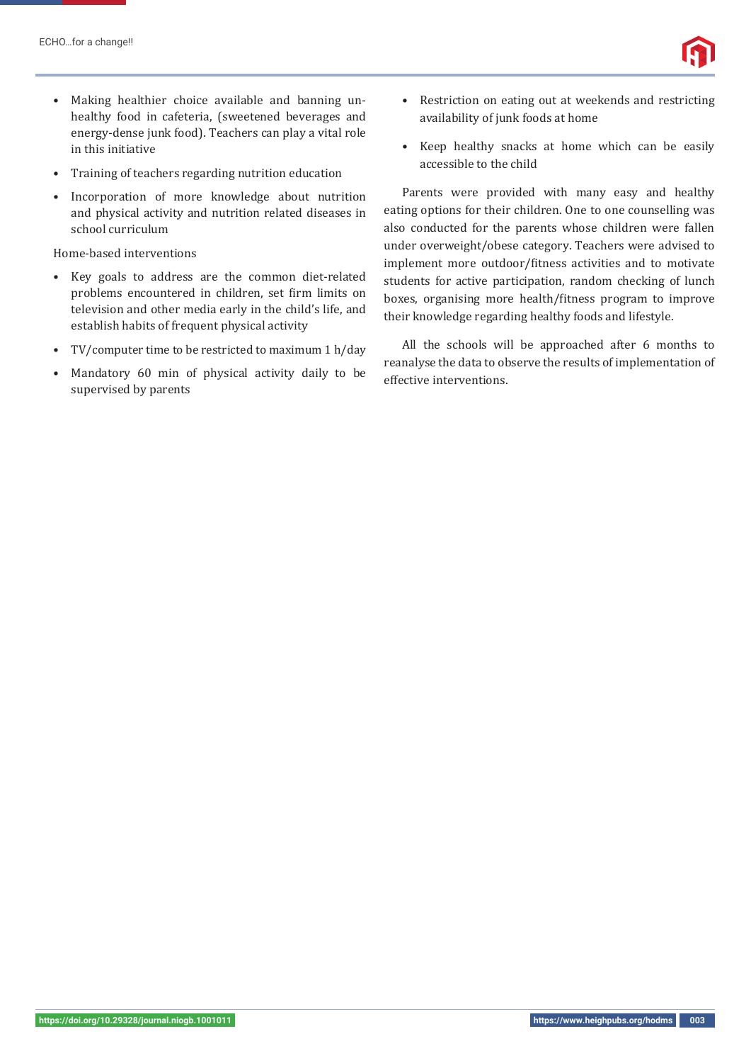- Making healthier choice available and banning unhealthy food in cafeteria, (sweetened beverages and energy-dense junk food). Teachers can play a vital role in this initiative
- Training of teachers regarding nutrition education
- Incorporation of more knowledge about nutrition and physical activity and nutrition related diseases in school curriculum

Home-based interventions

- Key goals to address are the common diet-related problems encountered in children, set firm limits on television and other media early in the child's life, and establish habits of frequent physical activity
- TV/computer time to be restricted to maximum 1 h/day
- Mandatory 60 min of physical activity daily to be supervised by parents
- Restriction on eating out at weekends and restricting availability of junk foods at home
- Keep healthy snacks at home which can be easily accessible to the child

Parents were provided with many easy and healthy eating options for their children. One to one counselling was also conducted for the parents whose children were fallen under overweight/obese category. Teachers were advised to implement more outdoor/fitness activities and to motivate students for active participation, random checking of lunch boxes, organising more health/fitness program to improve their knowledge regarding healthy foods and lifestyle.

All the schools will be approached after 6 months to reanalyse the data to observe the results of implementation of effective interventions.